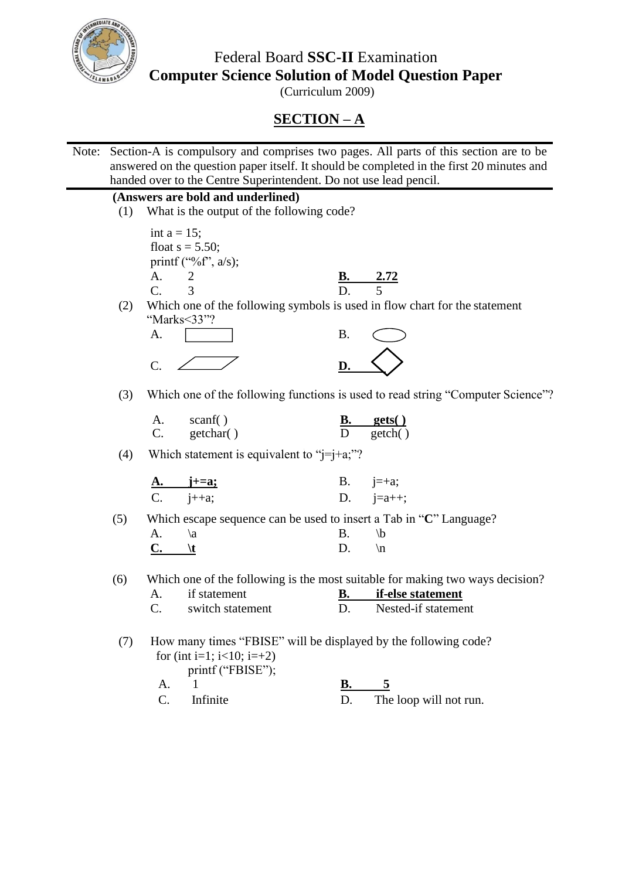# Federal Board **SSC-II** Examination

## Computer Science Solution of Model Question Paper

(Curriculum 2009)

## SECTION – A

Note: Section-A is compulsory and comprises two pages. All parts of this section are to be answered on the question paper itself. It should be completed in the first 20 minutes and handed over to the Centre Superintendent. Do not use lead pencil.

**(Answers are bold and underlined)**

(1) What is the output of the following code?

```
int a = 15;
float s = 5.50;
printf ("%f", a/s);
```

A. 2 | **<u>B. 2.72</u>**
C. 3 | D. 5

(2) Which one of the following symbols is used in flow chart for the statement "Marks<33"?

A. (rectangle) | B. (oval)
C. (parallelogram) | **<u>D.</u>** (diamond)

(3) Which one of the following functions is used to read string "Computer Science"?

A. scanf( ) | **<u>B. gets( )</u>**
C. getchar( ) | D getch( )

(4) Which statement is equivalent to "j=j+a;"?

**<u>A. j+=a;</u>** | B. j=+a;
C. j++a; | D. j=a++;

(5) Which escape sequence can be used to insert a Tab in "**C**" Language?

A. \a | B. \b
**<u>C. \t</u>** | D. \n

(6) Which one of the following is the most suitable for making two ways decision?

A. if statement | **<u>B. if-else statement</u>**
C. switch statement | D. Nested-if statement

(7) How many times "FBISE" will be displayed by the following code?

```
for (int i=1; i<10; i=+2)
        printf ("FBISE");
```

A. 1 | **<u>B. 5</u>**
C. Infinite | D. The loop will not run.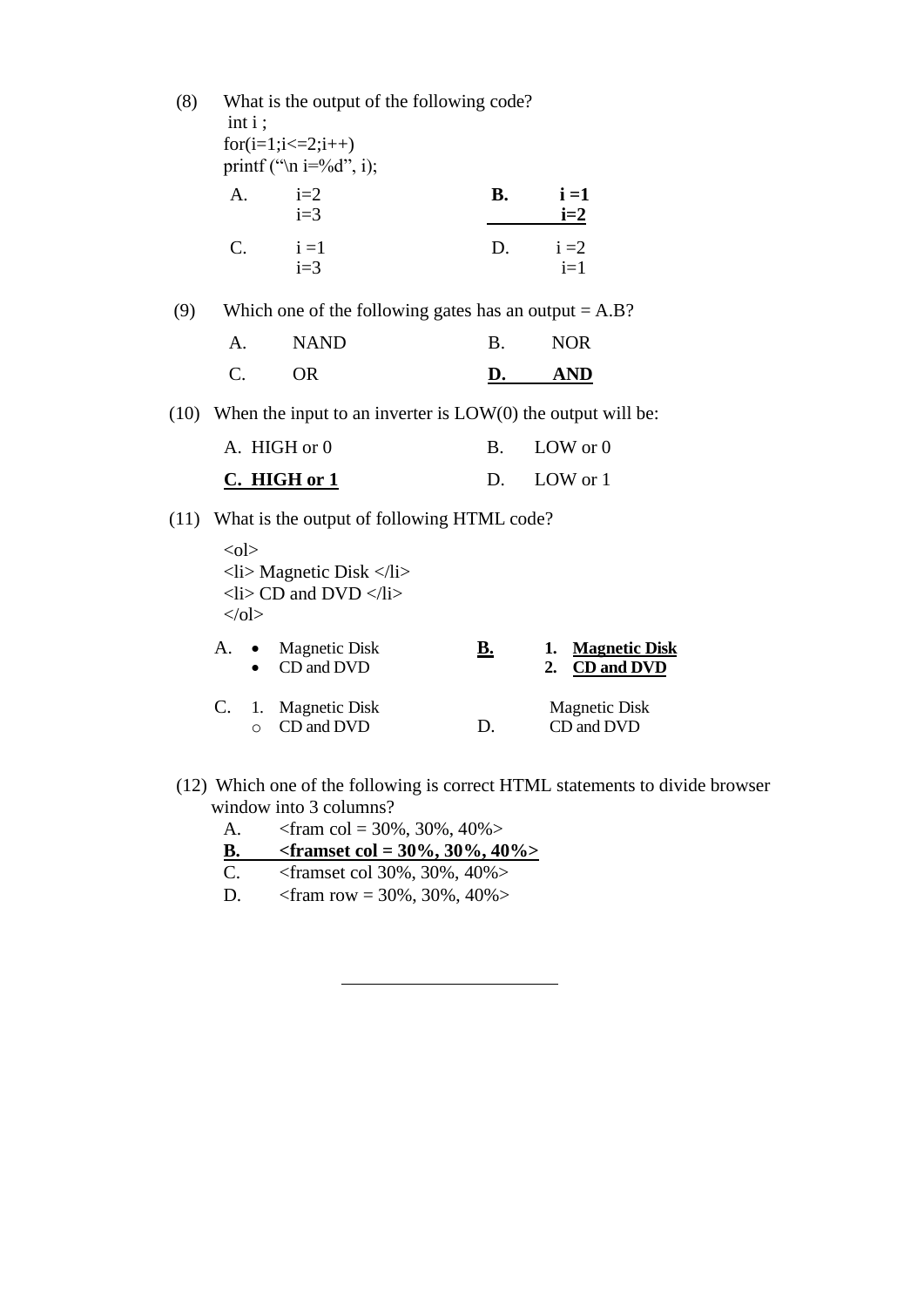(8) What is the output of the following code?

```
int i ;
for(i=1;i<=2;i++)
printf ("\n i=%d", i);
```

A. i=2  
i=3

**B. i =1**  
**i=2**

C. i =1  
i=3

D. i =2  
i=1

(9) Which one of the following gates has an output = A.B?

A. NAND

B. NOR

C. OR

**D. AND**

(10) When the input to an inverter is LOW(0) the output will be:

A. HIGH or 0

B. LOW or 0

**C. HIGH or 1**

D. LOW or 1

(11) What is the output of following HTML code?

```
<ol>
<li> Magnetic Disk </li>
<li> CD and DVD </li>
</ol>
```

A.
- Magnetic Disk
- CD and DVD

**B.**
1. **Magnetic Disk**
2. **CD and DVD**

C.
1. Magnetic Disk
   - CD and DVD

D.  
Magnetic Disk  
CD and DVD

(12) Which one of the following is correct HTML statements to divide browser window into 3 columns?

A. <fram col = 30%, 30%, 40%>

**B. <framset col = 30%, 30%, 40%>**

C. <framset col 30%, 30%, 40%>

D. <fram row = 30%, 30%, 40%>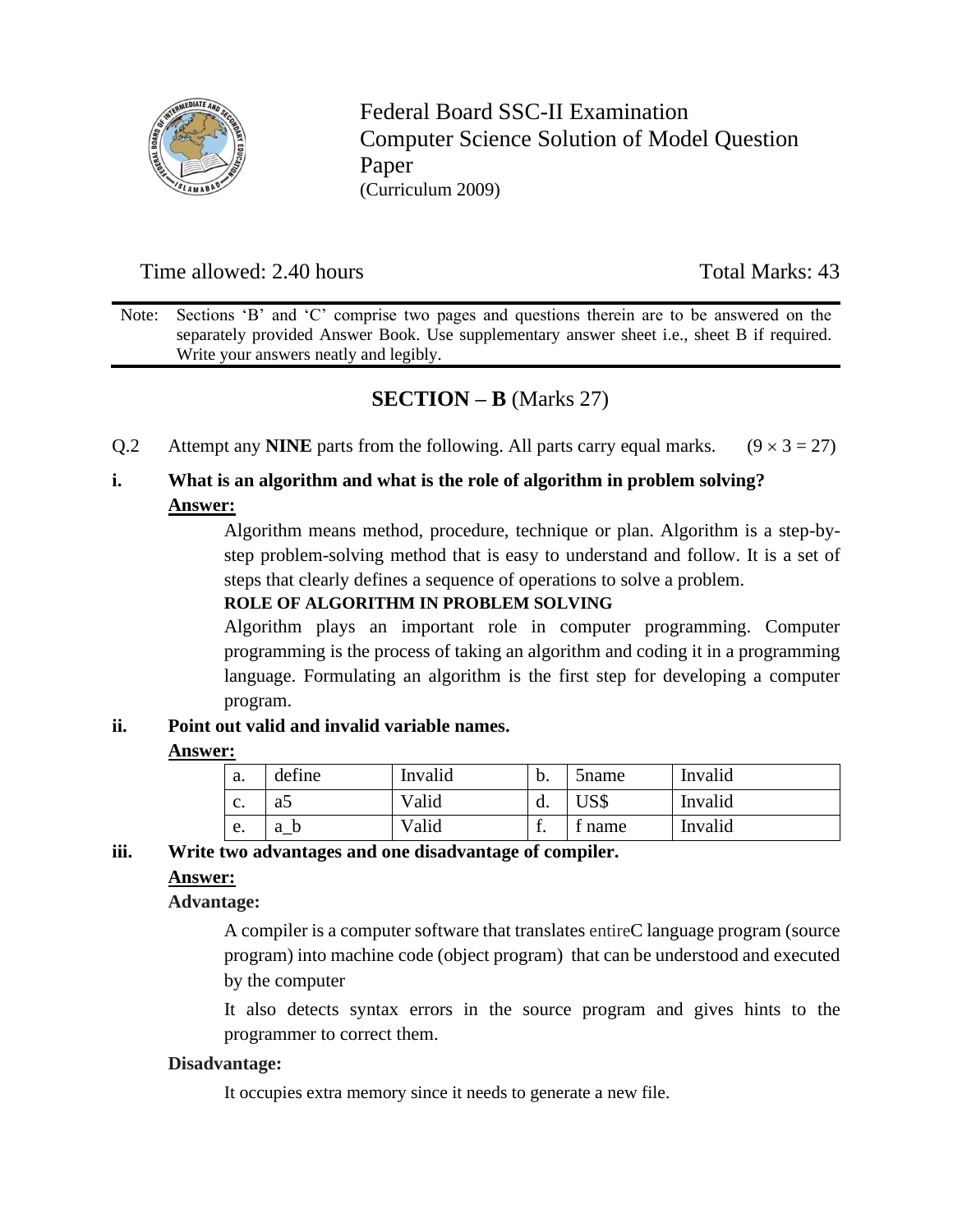# Federal Board SSC-II Examination
## Computer Science Solution of Model Question Paper
(Curriculum 2009)

Time allowed: 2.40 hours Total Marks: 43

Note: Sections 'B' and 'C' comprise two pages and questions therein are to be answered on the separately provided Answer Book. Use supplementary answer sheet i.e., sheet B if required. Write your answers neatly and legibly.

## SECTION – B (Marks 27)

Q.2 Attempt any **NINE** parts from the following. All parts carry equal marks. $(9 \times 3 = 27)$

**i. What is an algorithm and what is the role of algorithm in problem solving?**

**Answer:**

Algorithm means method, procedure, technique or plan. Algorithm is a step-by-step problem-solving method that is easy to understand and follow. It is a set of steps that clearly defines a sequence of operations to solve a problem.

**ROLE OF ALGORITHM IN PROBLEM SOLVING**

Algorithm plays an important role in computer programming. Computer programming is the process of taking an algorithm and coding it in a programming language. Formulating an algorithm is the first step for developing a computer program.

**ii. Point out valid and invalid variable names.**

**Answer:**

| | | | | | |
|---|---|---|---|---|---|
| a. | define | Invalid | b. | 5name | Invalid |
| c. | a5 | Valid | d. | US$ | Invalid |
| e. | a_b | Valid | f. | f name | Invalid |

**iii. Write two advantages and one disadvantage of compiler.**

**Answer:**

**Advantage:**

A compiler is a computer software that translates entireC language program (source program) into machine code (object program) that can be understood and executed by the computer

It also detects syntax errors in the source program and gives hints to the programmer to correct them.

**Disadvantage:**

It occupies extra memory since it needs to generate a new file.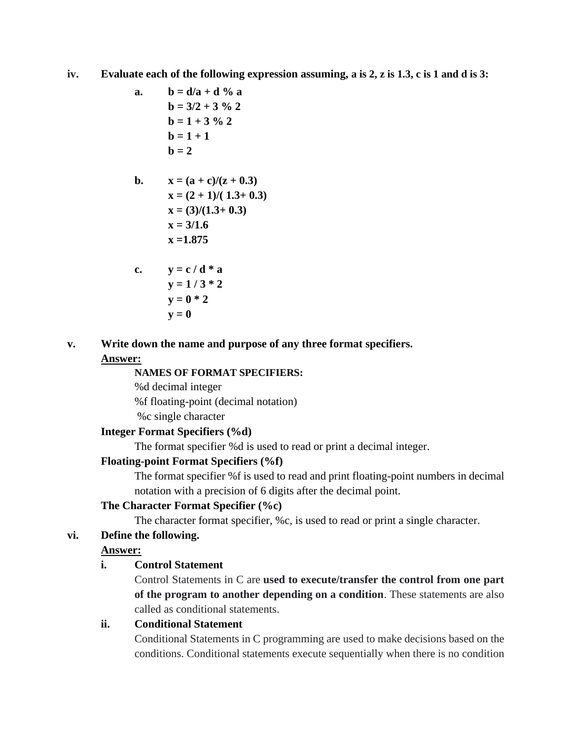**iv. Evaluate each of the following expression assuming, a is 2, z is 1.3, c is 1 and d is 3:**

**a.** **b = d/a + d % a**
**b = 3/2 + 3 % 2**
**b = 1 + 3 % 2**
**b = 1 + 1**
**b = 2**

**b.** **x = (a + c)/(z + 0.3)**
**x = (2 + 1)/( 1.3+ 0.3)**
**x = (3)/(1.3+ 0.3)**
**x = 3/1.6**
**x =1.875**

**c.** **y = c / d * a**
**y = 1 / 3 * 2**
**y = 0 * 2**
**y = 0**

**v. Write down the name and purpose of any three format specifiers.**

**Answer:**

**NAMES OF FORMAT SPECIFIERS:**

%d decimal integer
%f floating-point (decimal notation)
%c single character

**Integer Format Specifiers (%d)**

The format specifier %d is used to read or print a decimal integer.

**Floating-point Format Specifiers (%f)**

The format specifier %f is used to read and print floating-point numbers in decimal notation with a precision of 6 digits after the decimal point.

**The Character Format Specifier (%c)**

The character format specifier, %c, is used to read or print a single character.

**vi. Define the following.**

**Answer:**

**i. Control Statement**

Control Statements in C are **used to execute/transfer the control from one part of the program to another depending on a condition**. These statements are also called as conditional statements.

**ii. Conditional Statement**

Conditional Statements in C programming are used to make decisions based on the conditions. Conditional statements execute sequentially when there is no condition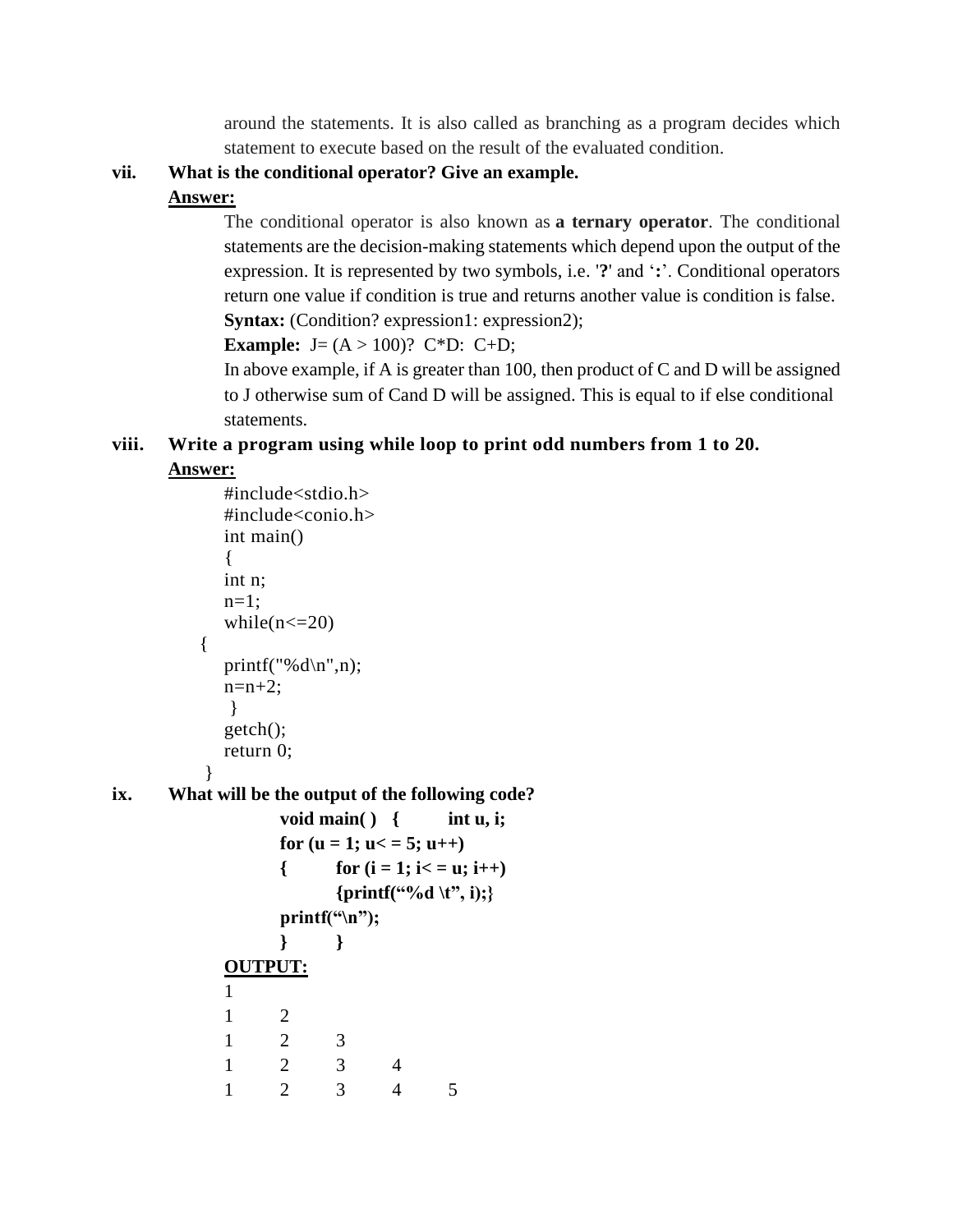around the statements. It is also called as branching as a program decides which statement to execute based on the result of the evaluated condition.

**vii. What is the conditional operator? Give an example.**

**Answer:**

The conditional operator is also known as **a ternary operator**. The conditional statements are the decision-making statements which depend upon the output of the expression. It is represented by two symbols, i.e. '**?**' and '**:**'. Conditional operators return one value if condition is true and returns another value is condition is false.

**Syntax:** (Condition? expression1: expression2);

**Example:** J= (A > 100)? C*D: C+D;

In above example, if A is greater than 100, then product of C and D will be assigned to J otherwise sum of Cand D will be assigned. This is equal to if else conditional statements.

**viii. Write a program using while loop to print odd numbers from 1 to 20.**

**Answer:**

```
#include<stdio.h>
#include<conio.h>
int main()
{
int n;
n=1;
while(n<=20)
{
printf("%d\n",n);
n=n+2;
}
getch();
return 0;
}
```

**ix. What will be the output of the following code?**

```
void main( )   {        int u, i;
for (u = 1; u< = 5; u++)
{        for (i = 1; i< = u; i++)
         {printf("%d \t", i);}
printf("\n");
}        }
```

**OUTPUT:**

```
1
1    2
1    2    3
1    2    3    4
1    2    3    4    5
```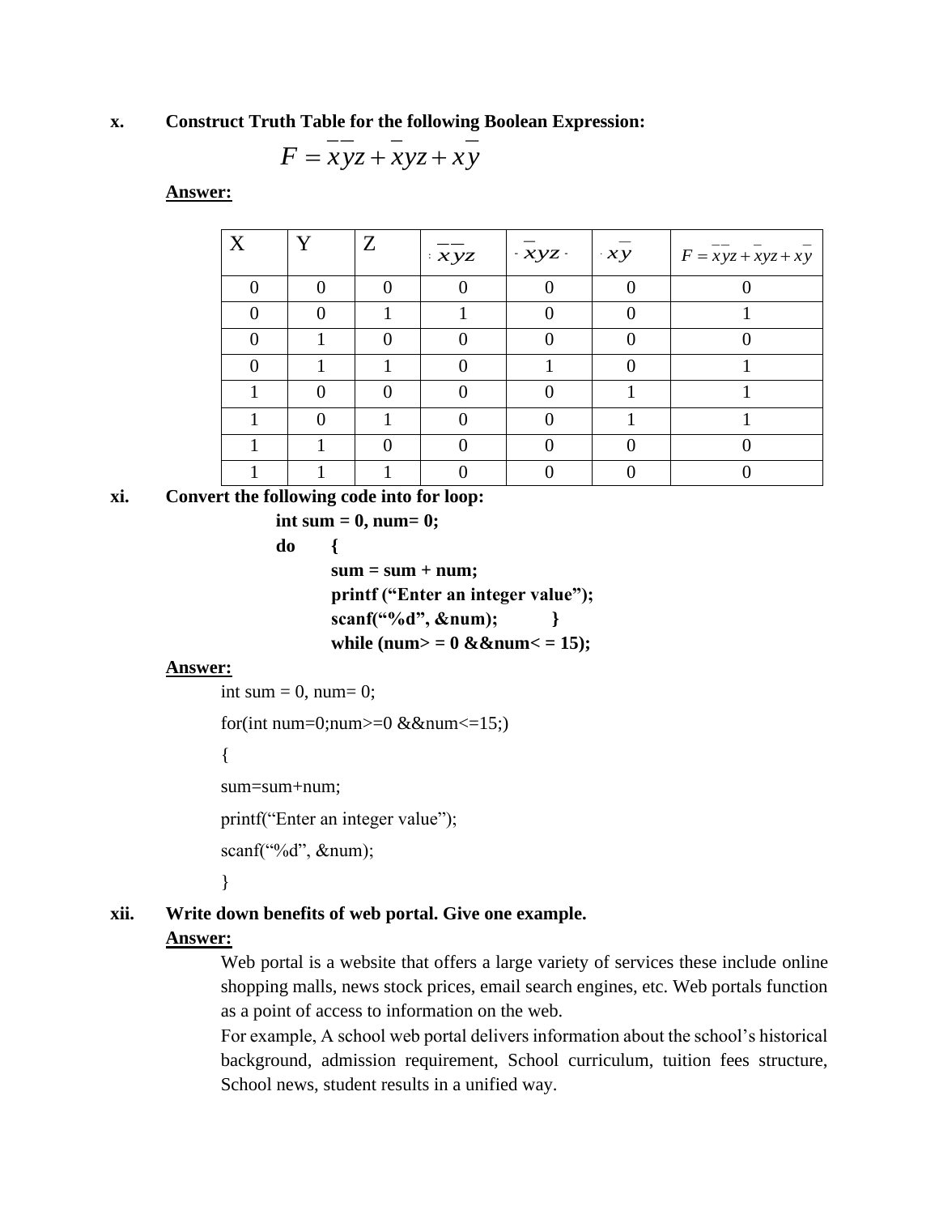**x.** **Construct Truth Table for the following Boolean Expression:**

$$F = \overline{x}\overline{y}z + \overline{x}yz + x\overline{y}$$

**Answer:**

| X | Y | Z | $\overline{x}\overline{y}z$ | $\overline{x}yz$ | $x\overline{y}$ | $F = \overline{x}\overline{y}z + \overline{x}yz + x\overline{y}$ |
|---|---|---|---|---|---|---|
| 0 | 0 | 0 | 0 | 0 | 0 | 0 |
| 0 | 0 | 1 | 1 | 0 | 0 | 1 |
| 0 | 1 | 0 | 0 | 0 | 0 | 0 |
| 0 | 1 | 1 | 0 | 1 | 0 | 1 |
| 1 | 0 | 0 | 0 | 0 | 1 | 1 |
| 1 | 0 | 1 | 0 | 0 | 1 | 1 |
| 1 | 1 | 0 | 0 | 0 | 0 | 0 |
| 1 | 1 | 1 | 0 | 0 | 0 | 0 |

**xi.** **Convert the following code into for loop:**

```
int sum = 0, num= 0;
do      {
        sum = sum + num;
        printf ("Enter an integer value");
        scanf("%d", &num);          }
        while (num> = 0 &&num< = 15);
```

**Answer:**

```
int sum = 0, num= 0;
for(int num=0;num>=0 &&num<=15;)
{
sum=sum+num;
printf("Enter an integer value");
scanf("%d", &num);
}
```

**xii.** **Write down benefits of web portal. Give one example.**

**Answer:**

Web portal is a website that offers a large variety of services these include online shopping malls, news stock prices, email search engines, etc. Web portals function as a point of access to information on the web.

For example, A school web portal delivers information about the school's historical background, admission requirement, School curriculum, tuition fees structure, School news, student results in a unified way.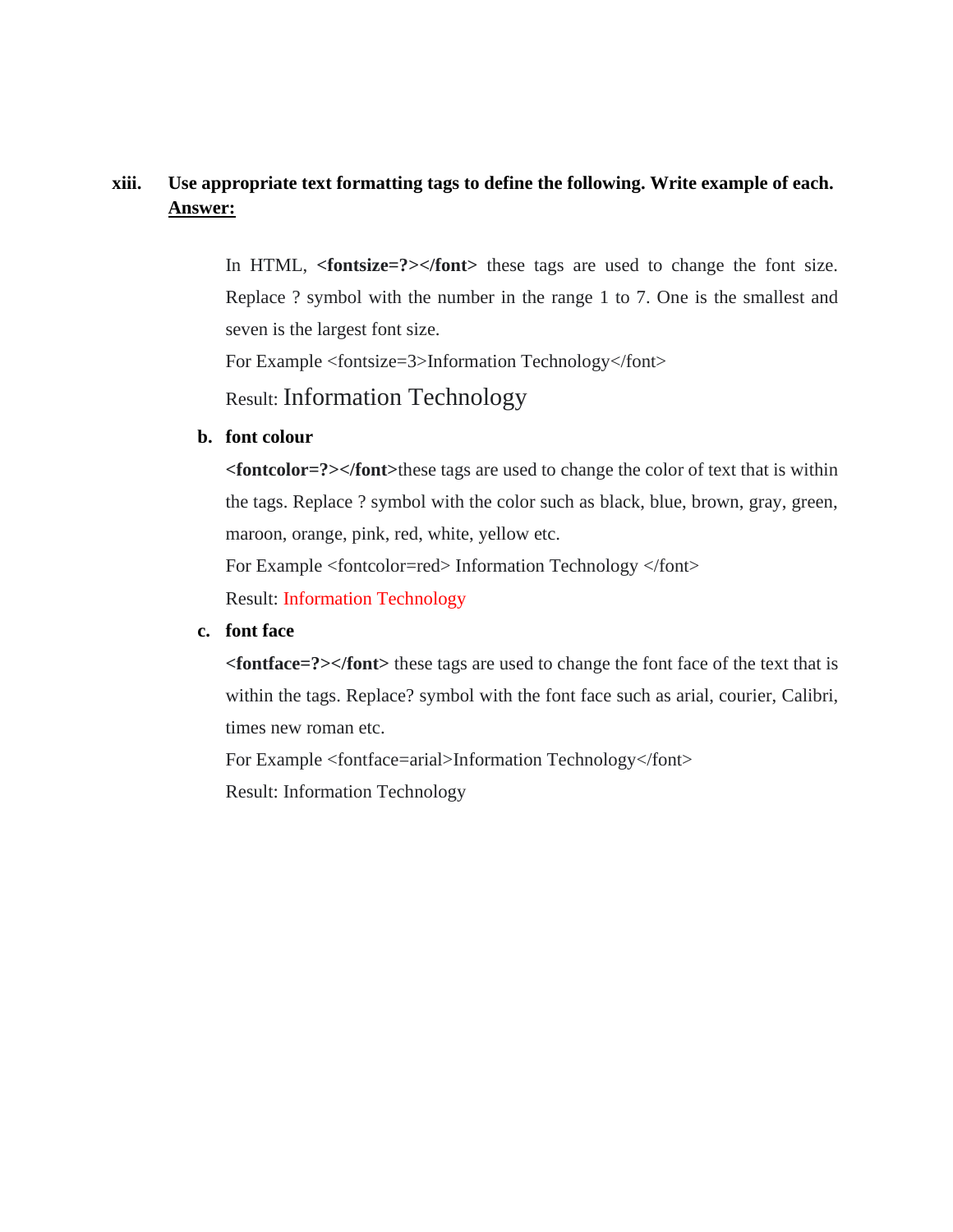**xiii. Use appropriate text formatting tags to define the following. Write example of each.**
**<u>Answer:</u>**

In HTML, **<fontsize=?></font>** these tags are used to change the font size. Replace ? symbol with the number in the range 1 to 7. One is the smallest and seven is the largest font size.

For Example <fontsize=3>Information Technology</font>

Result: Information Technology

**b. font colour**

**<fontcolor=?></font>**these tags are used to change the color of text that is within the tags. Replace ? symbol with the color such as black, blue, brown, gray, green, maroon, orange, pink, red, white, yellow etc.

For Example <fontcolor=red> Information Technology </font>

Result: Information Technology

**c. font face**

**<fontface=?></font>** these tags are used to change the font face of the text that is within the tags. Replace? symbol with the font face such as arial, courier, Calibri, times new roman etc.

For Example <fontface=arial>Information Technology</font>

Result: Information Technology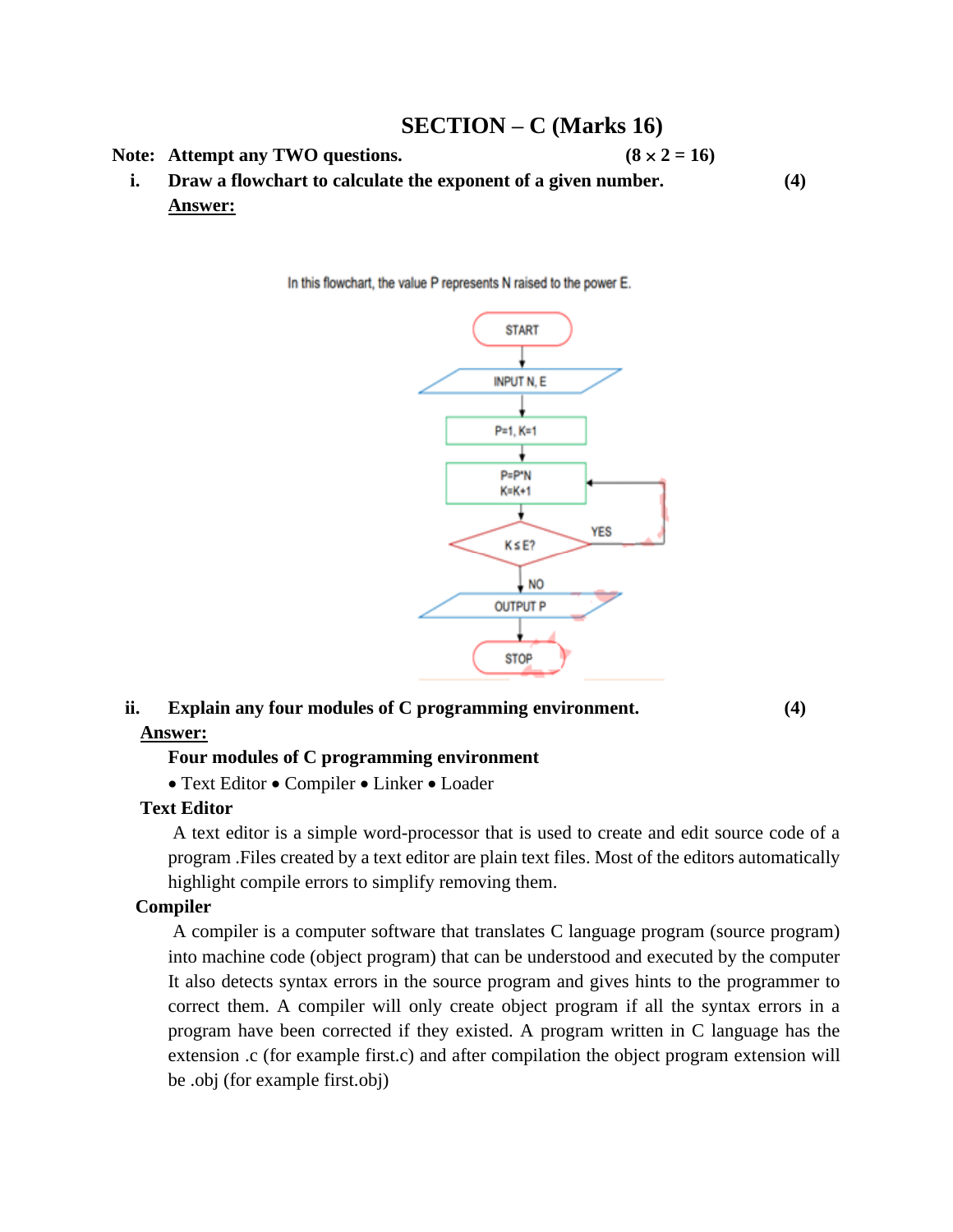## SECTION – C (Marks 16)

**Note: Attempt any TWO questions.** **(8 × 2 = 16)**

**i. Draw a flowchart to calculate the exponent of a given number.** **(4)**

**Answer:**

In this flowchart, the value P represents N raised to the power E.

START → INPUT N, E → P=1, K=1 → P=P*N, K=K+1 → K ≤ E? (YES → back to P=P*N, K=K+1; NO → OUTPUT P) → STOP

**ii. Explain any four modules of C programming environment.** **(4)**

**Answer:**

**Four modules of C programming environment**

• Text Editor • Compiler • Linker • Loader

**Text Editor**

A text editor is a simple word-processor that is used to create and edit source code of a program .Files created by a text editor are plain text files. Most of the editors automatically highlight compile errors to simplify removing them.

**Compiler**

A compiler is a computer software that translates C language program (source program) into machine code (object program) that can be understood and executed by the computer It also detects syntax errors in the source program and gives hints to the programmer to correct them. A compiler will only create object program if all the syntax errors in a program have been corrected if they existed. A program written in C language has the extension .c (for example first.c) and after compilation the object program extension will be .obj (for example first.obj)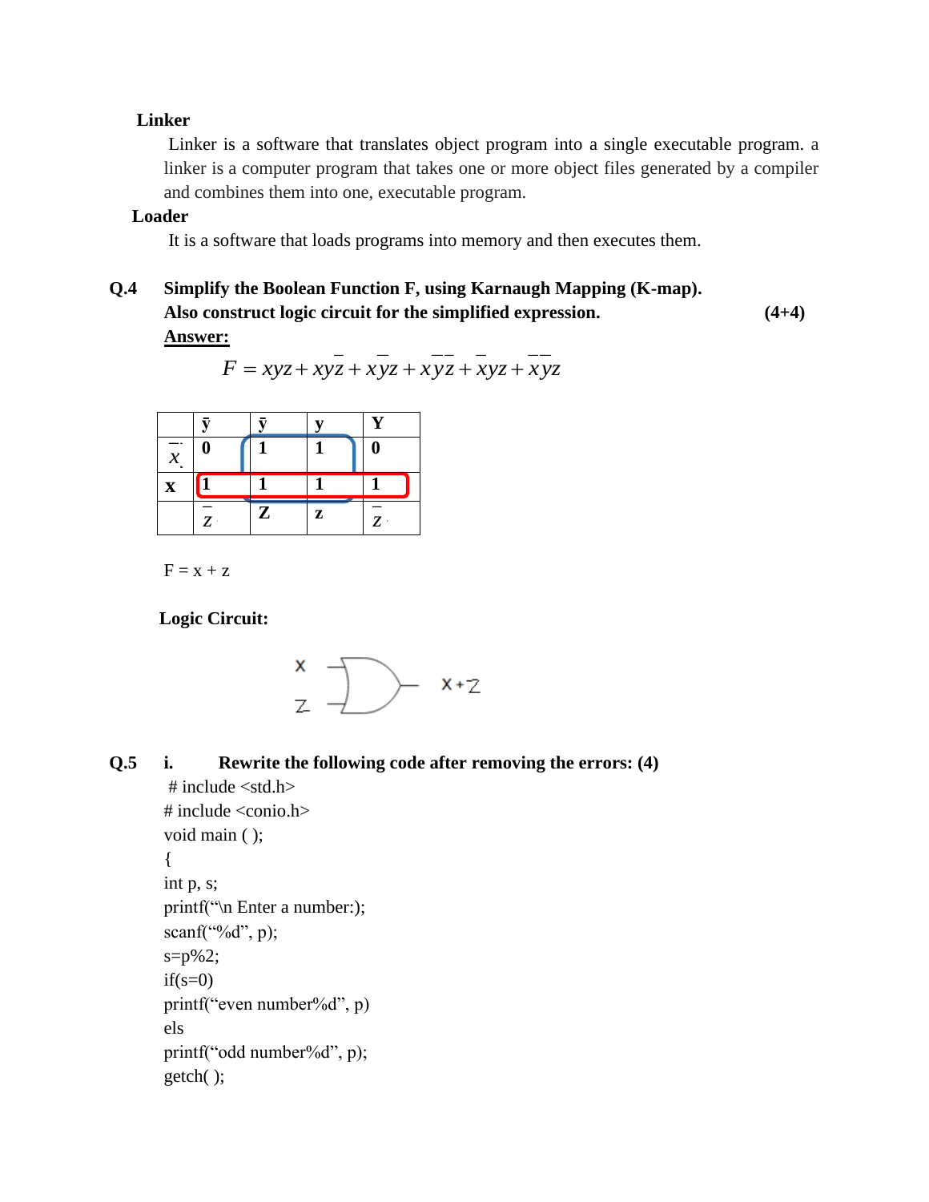**Linker**

Linker is a software that translates object program into a single executable program. a linker is a computer program that takes one or more object files generated by a compiler and combines them into one, executable program.

**Loader**

It is a software that loads programs into memory and then executes them.

**Q.4 Simplify the Boolean Function F, using Karnaugh Mapping (K-map). Also construct logic circuit for the simplified expression.** **(4+4)**

**Answer:**

$$F = xyz + xy\bar{z} + x\bar{y}z + x\bar{y}\bar{z} + \bar{x}yz + \bar{x}\bar{y}z$$

| | ȳ | ȳ | y | Y |
|---|---|---|---|---|
| $\bar{x}$ | 0 | 1 | 1 | 0 |
| x | 1 | 1 | 1 | 1 |
| | $\bar{z}$ | Z | z | $\bar{z}$ |

F = x + z

**Logic Circuit:**

x, z → OR gate → x + z

**Q.5 i. Rewrite the following code after removing the errors: (4)**

```
# include <std.h>
# include <conio.h>
void main ( );
{
int p, s;
printf("\n Enter a number:);
scanf("%d", p);
s=p%2;
if(s=0)
printf("even number%d", p)
els
printf("odd number%d", p);
getch( );
```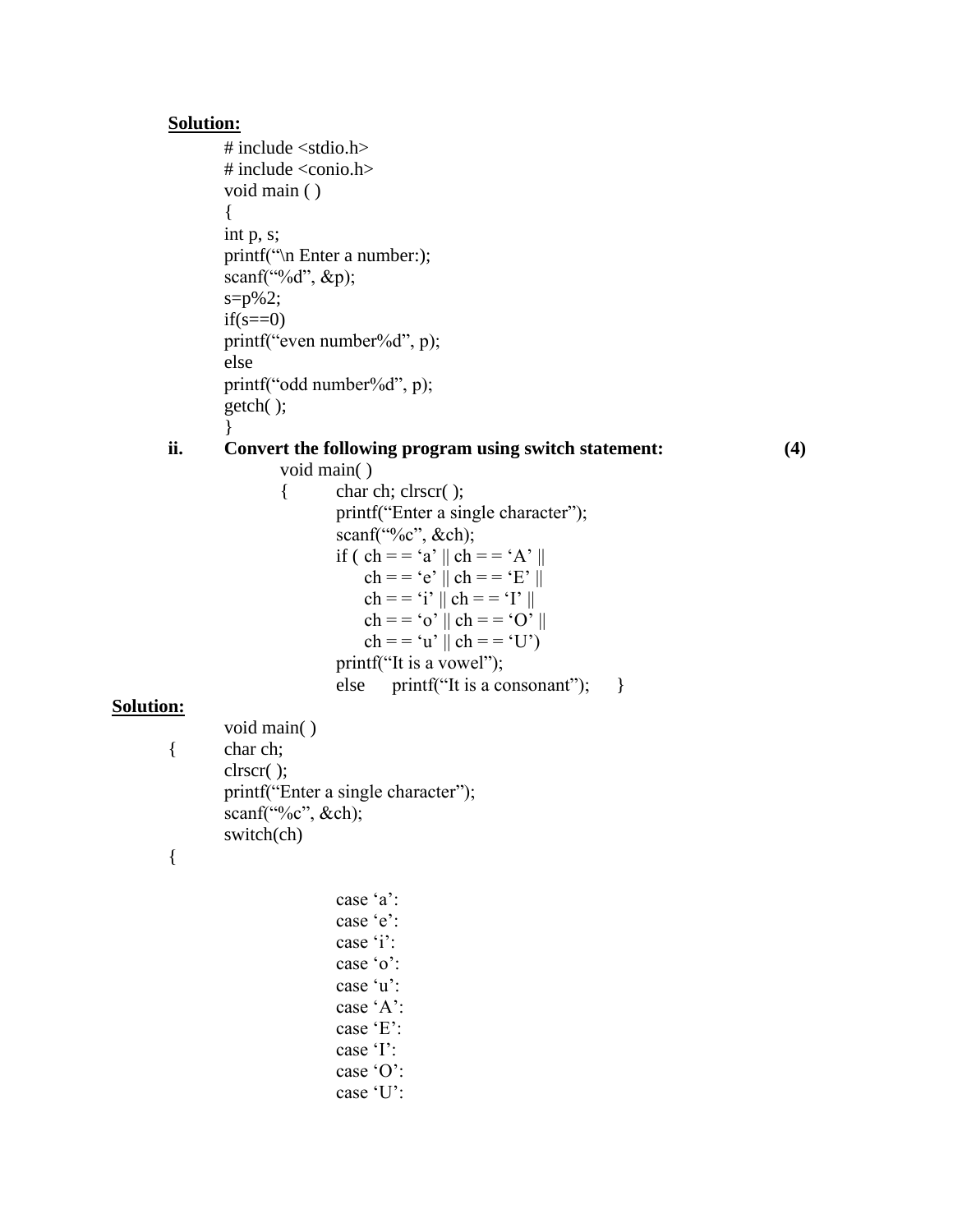**Solution:**

```
# include <stdio.h>
# include <conio.h>
void main ( )
{
int p, s;
printf("\n Enter a number:);
scanf("%d", &p);
s=p%2;
if(s==0)
printf("even number%d", p);
else
printf("odd number%d", p);
getch( );
}
```

**ii. Convert the following program using switch statement: (4)**

```
void main( )
{   char ch; clrscr( );
    printf("Enter a single character");
    scanf("%c", &ch);
    if ( ch = = 'a' || ch = = 'A' ||
         ch = = 'e' || ch = = 'E' ||
         ch = = 'i' || ch = = 'I' ||
         ch = = 'o' || ch = = 'O' ||
         ch = = 'u' || ch = = 'U')
    printf("It is a vowel");
    else    printf("It is a consonant");    }
```

**Solution:**

```
void main( )
{   char ch;
    clrscr( );
    printf("Enter a single character");
    scanf("%c", &ch);
    switch(ch)
{

        case 'a':
        case 'e':
        case 'i':
        case 'o':
        case 'u':
        case 'A':
        case 'E':
        case 'I':
        case 'O':
        case 'U':
```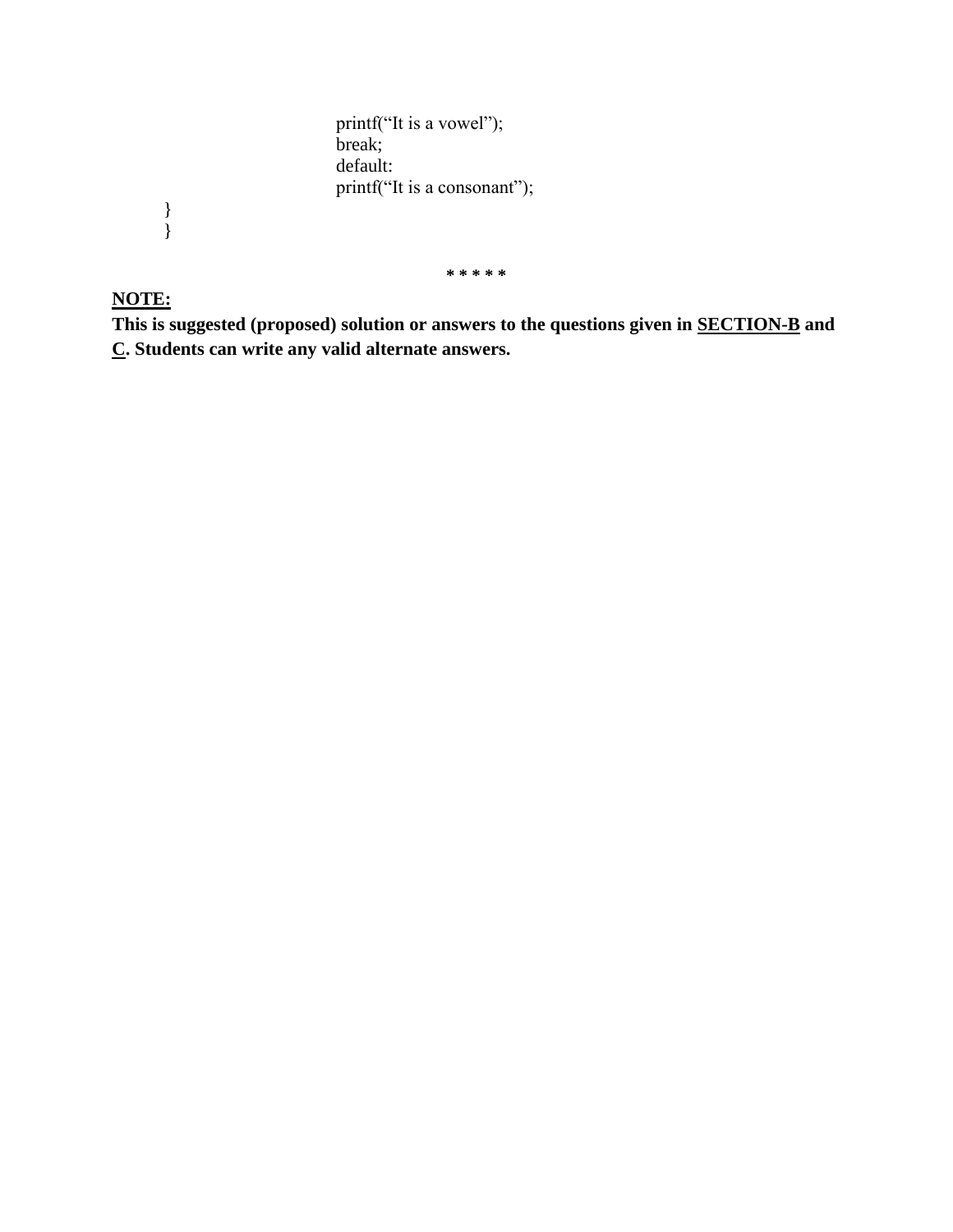```
            printf("It is a vowel");
            break;
            default:
            printf("It is a consonant");
    }
    }
```

* * * * *

**<u>NOTE:</u>**

**This is suggested (proposed) solution or answers to the questions given in <u>SECTION-B</u> and <u>C</u>. Students can write any valid alternate answers.**